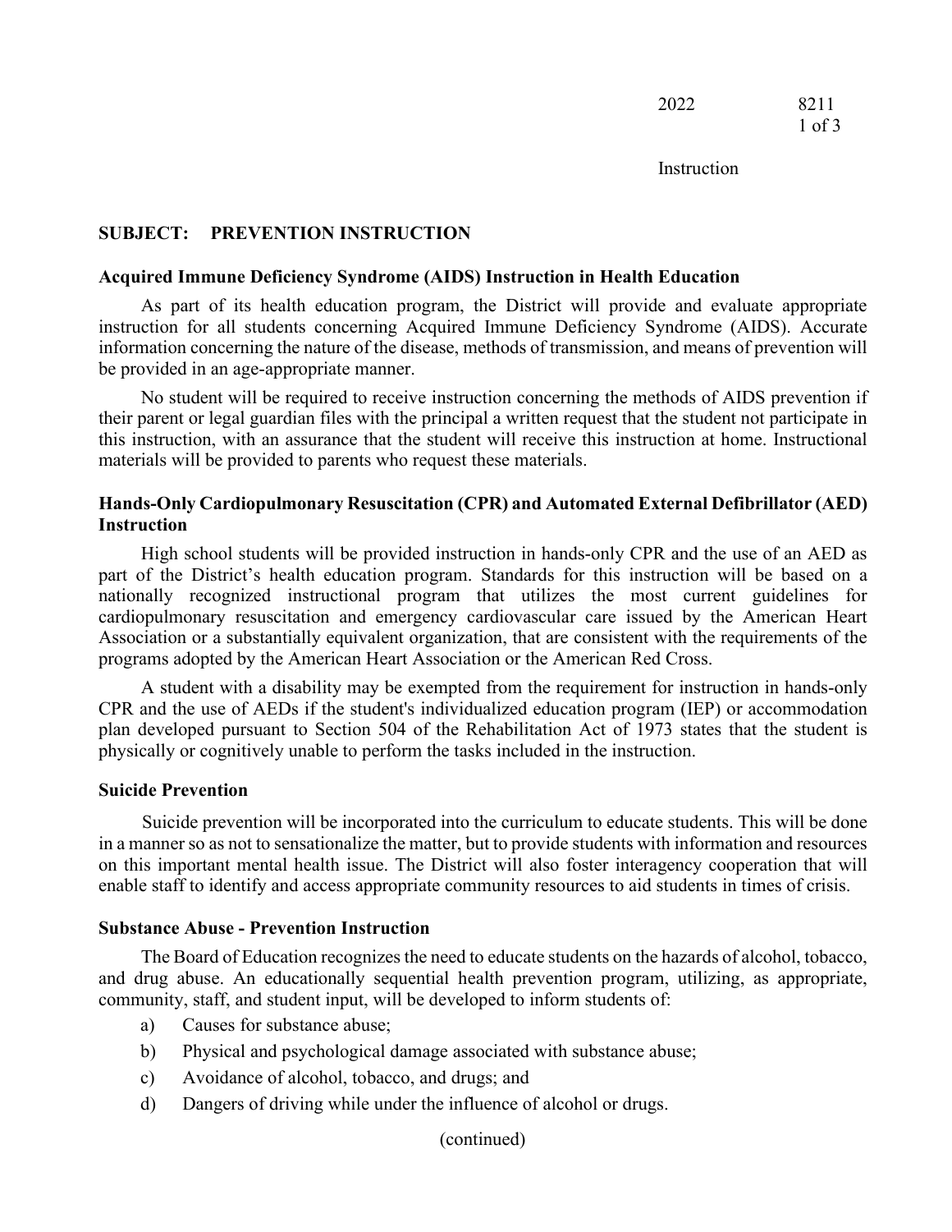**SUBJECT: PREVENTION INSTRUCTION**

**Acquired Immune Deficiency Syndrome (AIDS) Instruction in Health Education**

As part of its health education program, the District will provide and evaluate appropriate instruction for all students concerning Acquired Immune Deficiency Syndrome (AIDS). Accurate information concerning the nature of the disease, methods of transmission, and means of prevention will be provided in an age-appropriate manner.

No student will be required to receive instruction concerning the methods of AIDS prevention if their parent or legal guardian files with the principal a written request that the student not participate in this instruction, with an assurance that the student will receive this instruction at home. Instructional materials will be provided to parents who request these materials.

**Hands-Only Cardiopulmonary Resuscitation (CPR) and Automated External Defibrillator (AED) Instruction**

High school students will be provided instruction in hands-only CPR and the use of an AED as part of the District's health education program. Standards for this instruction will be based on a nationally recognized instructional program that utilizes the most current guidelines for cardiopulmonary resuscitation and emergency cardiovascular care issued by the American Heart Association or a substantially equivalent organization, that are consistent with the requirements of the programs adopted by the American Heart Association or the American Red Cross.

A student with a disability may be exempted from the requirement for instruction in hands-only CPR and the use of AEDs if the student's individualized education program (IEP) or accommodation plan developed pursuant to Section 504 of the Rehabilitation Act of 1973 states that the student is physically or cognitively unable to perform the tasks included in the instruction.

**Suicide Prevention**

Suicide prevention will be incorporated into the curriculum to educate students. This will be done in a manner so as not to sensationalize the matter, but to provide students with information and resources on this important mental health issue. The District will also foster interagency cooperation that will enable staff to identify and access appropriate community resources to aid students in times of crisis.

**Substance Abuse - Prevention Instruction**

The Board of Education recognizes the need to educate students on the hazards of alcohol, tobacco, and drug abuse. An educationally sequential health prevention program, utilizing, as appropriate, community, staff, and student input, will be developed to inform students of:

a) Causes for substance abuse;

b) Physical and psychological damage associated with substance abuse;

c) Avoidance of alcohol, tobacco, and drugs; and

d) Dangers of driving while under the influence of alcohol or drugs.

(continued)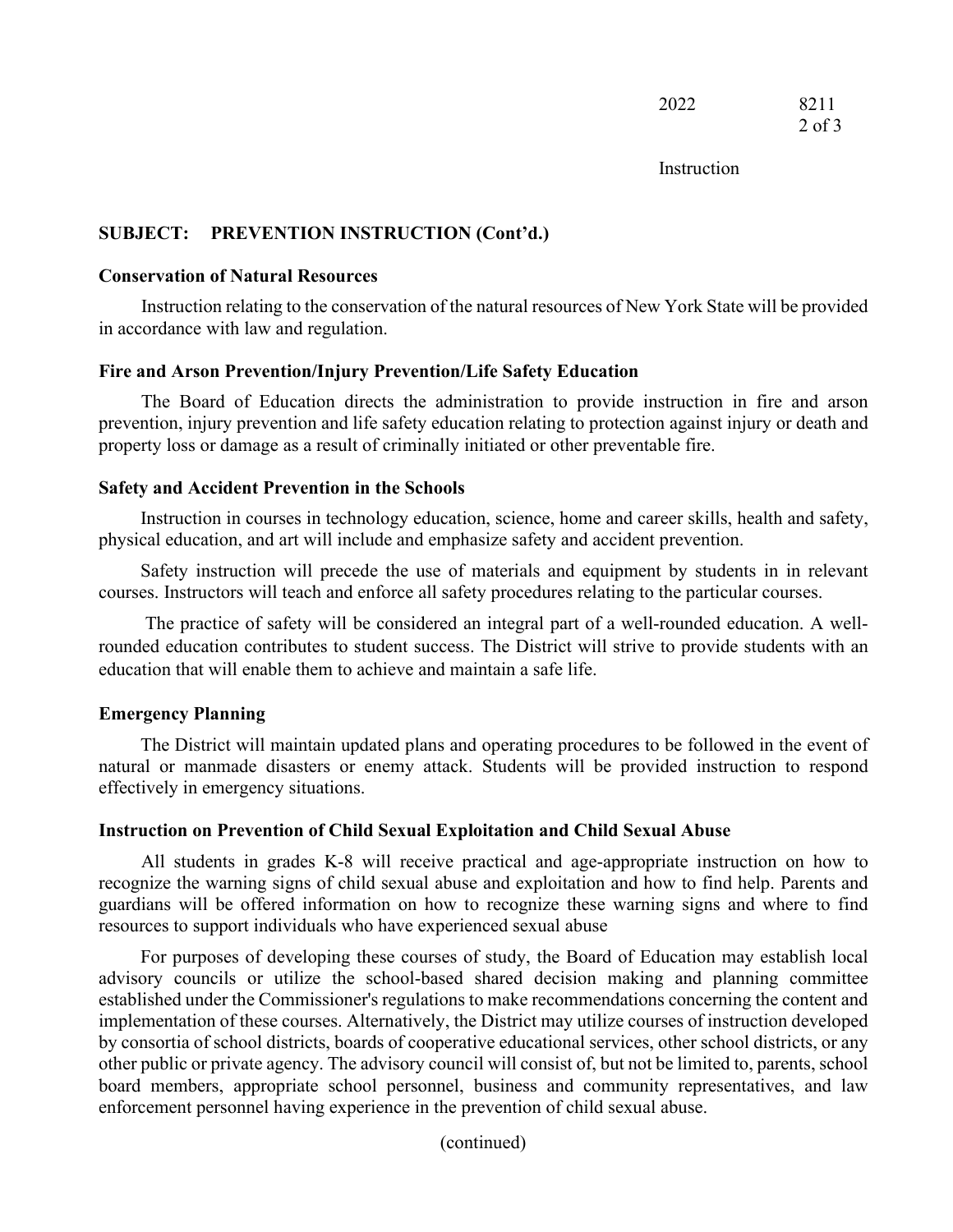**SUBJECT: PREVENTION INSTRUCTION (Cont'd.)**

**Conservation of Natural Resources**

Instruction relating to the conservation of the natural resources of New York State will be provided in accordance with law and regulation.

**Fire and Arson Prevention/Injury Prevention/Life Safety Education**

The Board of Education directs the administration to provide instruction in fire and arson prevention, injury prevention and life safety education relating to protection against injury or death and property loss or damage as a result of criminally initiated or other preventable fire.

**Safety and Accident Prevention in the Schools**

Instruction in courses in technology education, science, home and career skills, health and safety, physical education, and art will include and emphasize safety and accident prevention.

Safety instruction will precede the use of materials and equipment by students in in relevant courses. Instructors will teach and enforce all safety procedures relating to the particular courses.

The practice of safety will be considered an integral part of a well-rounded education. A well-rounded education contributes to student success. The District will strive to provide students with an education that will enable them to achieve and maintain a safe life.

**Emergency Planning**

The District will maintain updated plans and operating procedures to be followed in the event of natural or manmade disasters or enemy attack. Students will be provided instruction to respond effectively in emergency situations.

**Instruction on Prevention of Child Sexual Exploitation and Child Sexual Abuse**

All students in grades K-8 will receive practical and age-appropriate instruction on how to recognize the warning signs of child sexual abuse and exploitation and how to find help. Parents and guardians will be offered information on how to recognize these warning signs and where to find resources to support individuals who have experienced sexual abuse

For purposes of developing these courses of study, the Board of Education may establish local advisory councils or utilize the school-based shared decision making and planning committee established under the Commissioner's regulations to make recommendations concerning the content and implementation of these courses. Alternatively, the District may utilize courses of instruction developed by consortia of school districts, boards of cooperative educational services, other school districts, or any other public or private agency. The advisory council will consist of, but not be limited to, parents, school board members, appropriate school personnel, business and community representatives, and law enforcement personnel having experience in the prevention of child sexual abuse.

(continued)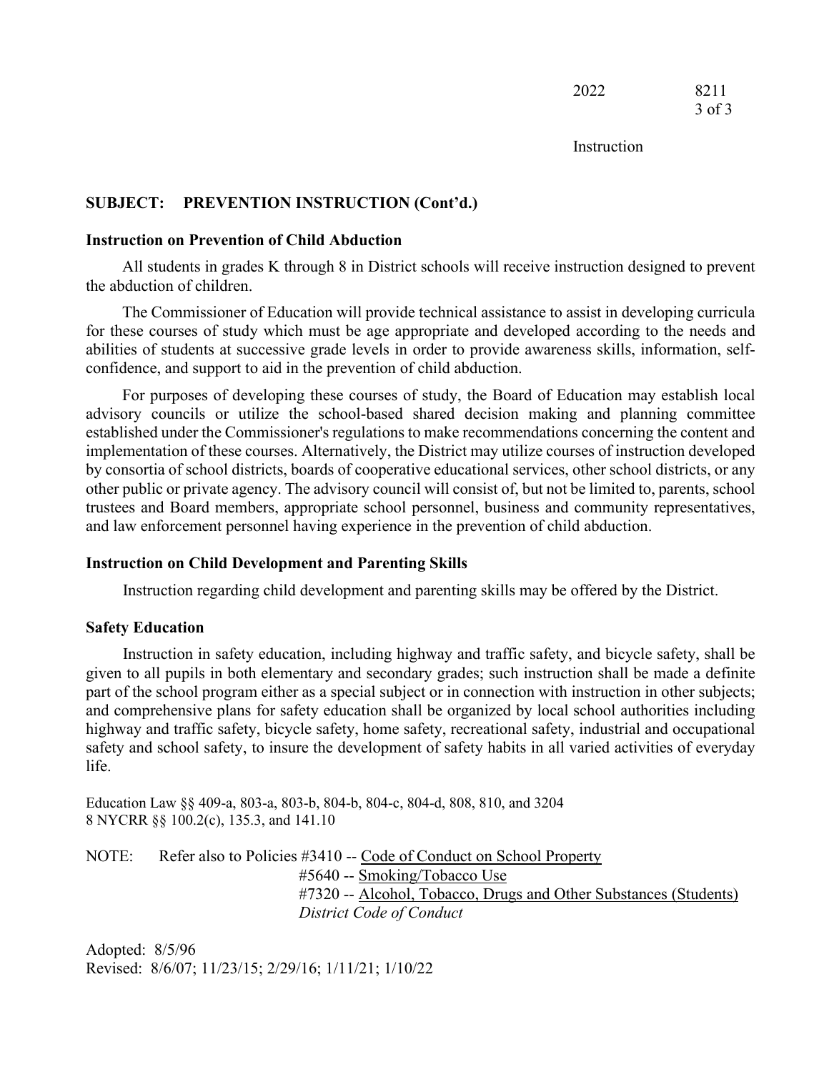## SUBJECT: PREVENTION INSTRUCTION (Cont'd.)

### Instruction on Prevention of Child Abduction

All students in grades K through 8 in District schools will receive instruction designed to prevent the abduction of children.

The Commissioner of Education will provide technical assistance to assist in developing curricula for these courses of study which must be age appropriate and developed according to the needs and abilities of students at successive grade levels in order to provide awareness skills, information, self-confidence, and support to aid in the prevention of child abduction.

For purposes of developing these courses of study, the Board of Education may establish local advisory councils or utilize the school-based shared decision making and planning committee established under the Commissioner's regulations to make recommendations concerning the content and implementation of these courses. Alternatively, the District may utilize courses of instruction developed by consortia of school districts, boards of cooperative educational services, other school districts, or any other public or private agency. The advisory council will consist of, but not be limited to, parents, school trustees and Board members, appropriate school personnel, business and community representatives, and law enforcement personnel having experience in the prevention of child abduction.

### Instruction on Child Development and Parenting Skills

Instruction regarding child development and parenting skills may be offered by the District.

### Safety Education

Instruction in safety education, including highway and traffic safety, and bicycle safety, shall be given to all pupils in both elementary and secondary grades; such instruction shall be made a definite part of the school program either as a special subject or in connection with instruction in other subjects; and comprehensive plans for safety education shall be organized by local school authorities including highway and traffic safety, bicycle safety, home safety, recreational safety, industrial and occupational safety and school safety, to insure the development of safety habits in all varied activities of everyday life.

Education Law §§ 409-a, 803-a, 803-b, 804-b, 804-c, 804-d, 808, 810, and 3204
8 NYCRR §§ 100.2(c), 135.3, and 141.10

NOTE: Refer also to Policies #3410 -- Code of Conduct on School Property
#5640 -- Smoking/Tobacco Use
#7320 -- Alcohol, Tobacco, Drugs and Other Substances (Students)
*District Code of Conduct*

Adopted: 8/5/96
Revised: 8/6/07; 11/23/15; 2/29/16; 1/11/21; 1/10/22